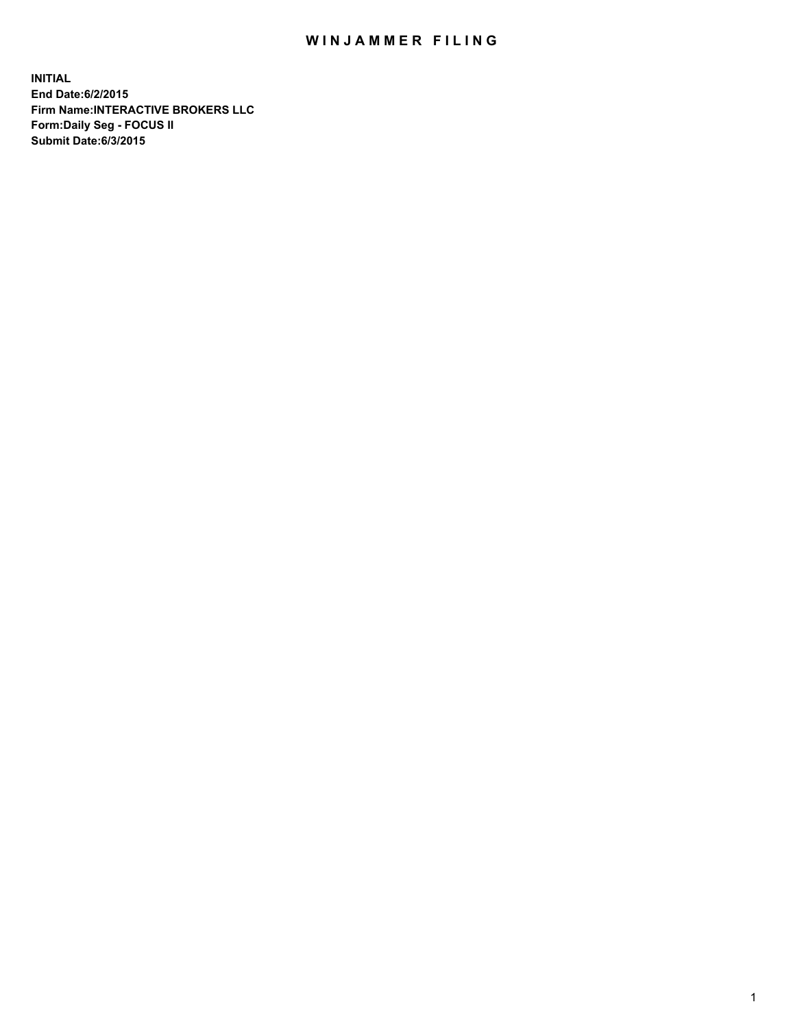# WINJAMMER FILING

**INITIAL**
**End Date:6/2/2015**
**Firm Name:INTERACTIVE BROKERS LLC**
**Form:Daily Seg - FOCUS II**
**Submit Date:6/3/2015**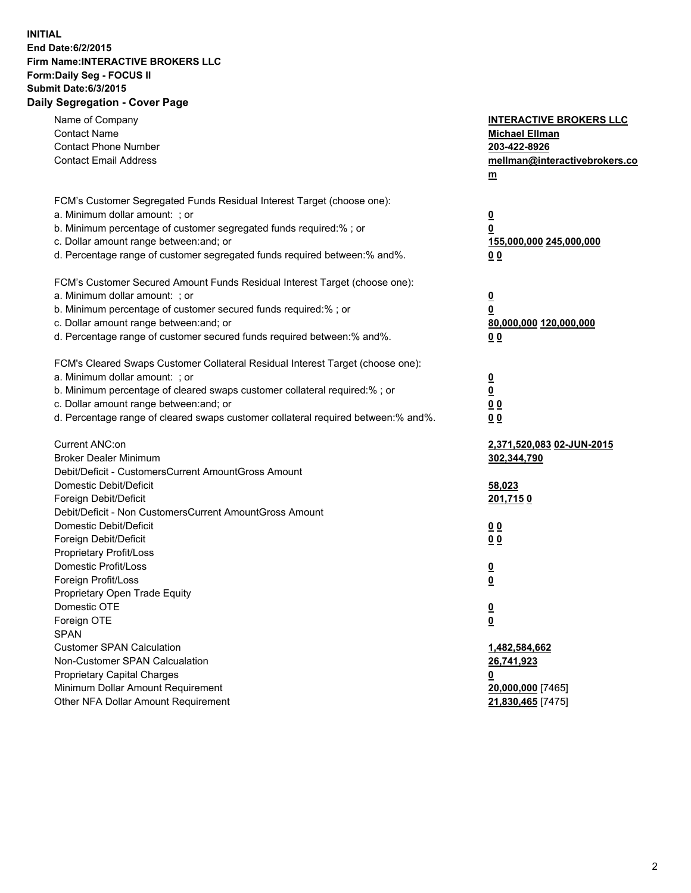**INITIAL**
**End Date:6/2/2015**
**Firm Name:INTERACTIVE BROKERS LLC**
**Form:Daily Seg - FOCUS II**
**Submit Date:6/3/2015**
**Daily Segregation - Cover Page**

| | |
|---|---|
| Name of Company | **INTERACTIVE BROKERS LLC** |
| Contact Name | **Michael Ellman** |
| Contact Phone Number | **203-422-8926** |
| Contact Email Address | **mellman@interactivebrokers.com** |
| | |
| FCM's Customer Segregated Funds Residual Interest Target (choose one): | |
| a. Minimum dollar amount: ; or | **0** |
| b. Minimum percentage of customer segregated funds required:% ; or | **0** |
| c. Dollar amount range between:and; or | **155,000,000 245,000,000** |
| d. Percentage range of customer segregated funds required between:% and%. | **0 0** |
| | |
| FCM's Customer Secured Amount Funds Residual Interest Target (choose one): | |
| a. Minimum dollar amount: ; or | **0** |
| b. Minimum percentage of customer secured funds required:% ; or | **0** |
| c. Dollar amount range between:and; or | **80,000,000 120,000,000** |
| d. Percentage range of customer secured funds required between:% and%. | **0 0** |
| | |
| FCM's Cleared Swaps Customer Collateral Residual Interest Target (choose one): | |
| a. Minimum dollar amount: ; or | **0** |
| b. Minimum percentage of cleared swaps customer collateral required:% ; or | **0** |
| c. Dollar amount range between:and; or | **0 0** |
| d. Percentage range of cleared swaps customer collateral required between:% and%. | **0 0** |
| | |
| Current ANC:on | **2,371,520,083 02-JUN-2015** |
| Broker Dealer Minimum | **302,344,790** |
| Debit/Deficit - CustomersCurrent AmountGross Amount | |
| Domestic Debit/Deficit | **58,023** |
| Foreign Debit/Deficit | **201,715 0** |
| Debit/Deficit - Non CustomersCurrent AmountGross Amount | |
| Domestic Debit/Deficit | **0 0** |
| Foreign Debit/Deficit | **0 0** |
| Proprietary Profit/Loss | |
| Domestic Profit/Loss | **0** |
| Foreign Profit/Loss | **0** |
| Proprietary Open Trade Equity | |
| Domestic OTE | **0** |
| Foreign OTE | **0** |
| SPAN | |
| Customer SPAN Calculation | **1,482,584,662** |
| Non-Customer SPAN Calcualation | **26,741,923** |
| Proprietary Capital Charges | **0** |
| Minimum Dollar Amount Requirement | **20,000,000** [7465] |
| Other NFA Dollar Amount Requirement | **21,830,465** [7475] |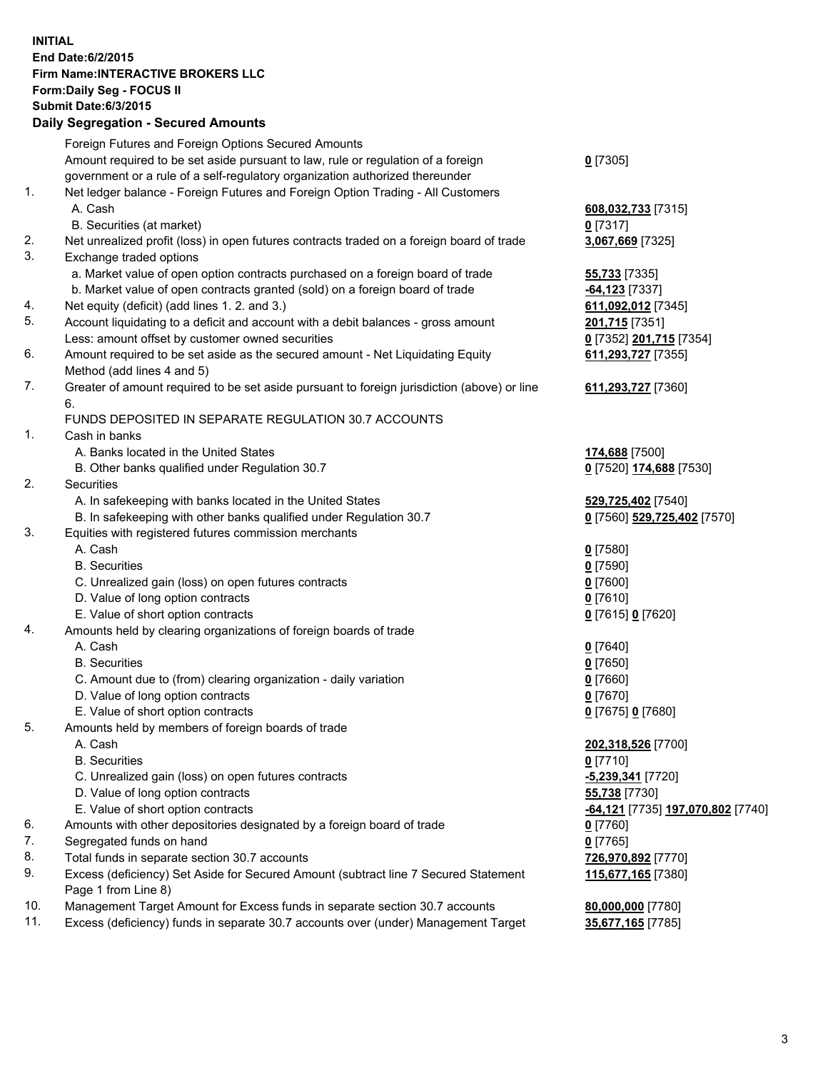**INITIAL**
**End Date:6/2/2015**
**Firm Name:INTERACTIVE BROKERS LLC**
**Form:Daily Seg - FOCUS II**
**Submit Date:6/3/2015**

**Daily Segregation - Secured Amounts**

| | | |
|---|---|---|
| | Foreign Futures and Foreign Options Secured Amounts | |
| | Amount required to be set aside pursuant to law, rule or regulation of a foreign government or a rule of a self-regulatory organization authorized thereunder | **0** [7305] |
| 1. | Net ledger balance - Foreign Futures and Foreign Option Trading - All Customers | |
| | A. Cash | **608,032,733** [7315] |
| | B. Securities (at market) | **0** [7317] |
| 2. | Net unrealized profit (loss) in open futures contracts traded on a foreign board of trade | **3,067,669** [7325] |
| 3. | Exchange traded options | |
| | a. Market value of open option contracts purchased on a foreign board of trade | **55,733** [7335] |
| | b. Market value of open contracts granted (sold) on a foreign board of trade | **-64,123** [7337] |
| 4. | Net equity (deficit) (add lines 1. 2. and 3.) | **611,092,012** [7345] |
| 5. | Account liquidating to a deficit and account with a debit balances - gross amount | **201,715** [7351] |
| | Less: amount offset by customer owned securities | **0** [7352] **201,715** [7354] |
| 6. | Amount required to be set aside as the secured amount - Net Liquidating Equity Method (add lines 4 and 5) | **611,293,727** [7355] |
| 7. | Greater of amount required to be set aside pursuant to foreign jurisdiction (above) or line 6. | **611,293,727** [7360] |
| | FUNDS DEPOSITED IN SEPARATE REGULATION 30.7 ACCOUNTS | |
| 1. | Cash in banks | |
| | A. Banks located in the United States | **174,688** [7500] |
| | B. Other banks qualified under Regulation 30.7 | **0** [7520] **174,688** [7530] |
| 2. | Securities | |
| | A. In safekeeping with banks located in the United States | **529,725,402** [7540] |
| | B. In safekeeping with other banks qualified under Regulation 30.7 | **0** [7560] **529,725,402** [7570] |
| 3. | Equities with registered futures commission merchants | |
| | A. Cash | **0** [7580] |
| | B. Securities | **0** [7590] |
| | C. Unrealized gain (loss) on open futures contracts | **0** [7600] |
| | D. Value of long option contracts | **0** [7610] |
| | E. Value of short option contracts | **0** [7615] **0** [7620] |
| 4. | Amounts held by clearing organizations of foreign boards of trade | |
| | A. Cash | **0** [7640] |
| | B. Securities | **0** [7650] |
| | C. Amount due to (from) clearing organization - daily variation | **0** [7660] |
| | D. Value of long option contracts | **0** [7670] |
| | E. Value of short option contracts | **0** [7675] **0** [7680] |
| 5. | Amounts held by members of foreign boards of trade | |
| | A. Cash | **202,318,526** [7700] |
| | B. Securities | **0** [7710] |
| | C. Unrealized gain (loss) on open futures contracts | **-5,239,341** [7720] |
| | D. Value of long option contracts | **55,738** [7730] |
| | E. Value of short option contracts | **-64,121** [7735] **197,070,802** [7740] |
| 6. | Amounts with other depositories designated by a foreign board of trade | **0** [7760] |
| 7. | Segregated funds on hand | **0** [7765] |
| 8. | Total funds in separate section 30.7 accounts | **726,970,892** [7770] |
| 9. | Excess (deficiency) Set Aside for Secured Amount (subtract line 7 Secured Statement Page 1 from Line 8) | **115,677,165** [7380] |
| 10. | Management Target Amount for Excess funds in separate section 30.7 accounts | **80,000,000** [7780] |
| 11. | Excess (deficiency) funds in separate 30.7 accounts over (under) Management Target | **35,677,165** [7785] |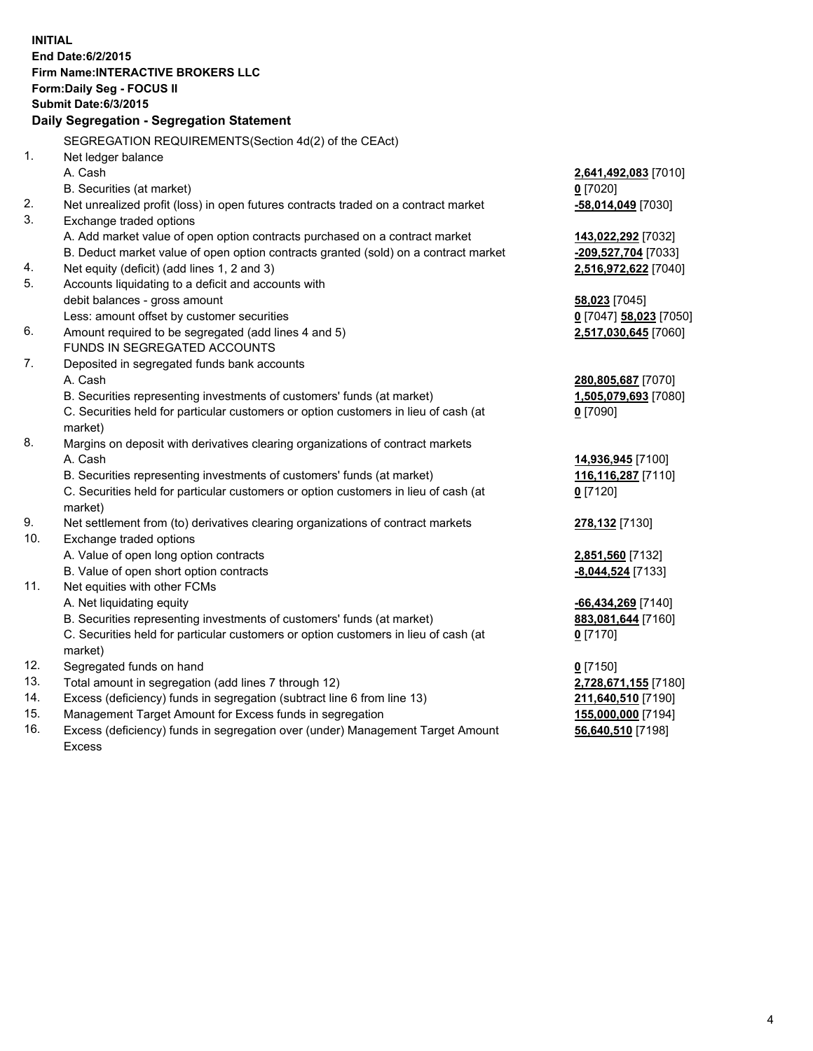**INITIAL**
**End Date:6/2/2015**
**Firm Name:INTERACTIVE BROKERS LLC**
**Form:Daily Seg - FOCUS II**
**Submit Date:6/3/2015**

### Daily Segregation - Segregation Statement

SEGREGATION REQUIREMENTS(Section 4d(2) of the CEAct)

| | | |
|---|---|---|
| 1. | Net ledger balance | |
| | A. Cash | **2,641,492,083** [7010] |
| | B. Securities (at market) | **0** [7020] |
| 2. | Net unrealized profit (loss) in open futures contracts traded on a contract market | **-58,014,049** [7030] |
| 3. | Exchange traded options | |
| | A. Add market value of open option contracts purchased on a contract market | **143,022,292** [7032] |
| | B. Deduct market value of open option contracts granted (sold) on a contract market | **-209,527,704** [7033] |
| 4. | Net equity (deficit) (add lines 1, 2 and 3) | **2,516,972,622** [7040] |
| 5. | Accounts liquidating to a deficit and accounts with debit balances - gross amount | **58,023** [7045] |
| | Less: amount offset by customer securities | **0** [7047] **58,023** [7050] |
| 6. | Amount required to be segregated (add lines 4 and 5) | **2,517,030,645** [7060] |
| | FUNDS IN SEGREGATED ACCOUNTS | |
| 7. | Deposited in segregated funds bank accounts | |
| | A. Cash | **280,805,687** [7070] |
| | B. Securities representing investments of customers' funds (at market) | **1,505,079,693** [7080] |
| | C. Securities held for particular customers or option customers in lieu of cash (at market) | **0** [7090] |
| 8. | Margins on deposit with derivatives clearing organizations of contract markets | |
| | A. Cash | **14,936,945** [7100] |
| | B. Securities representing investments of customers' funds (at market) | **116,116,287** [7110] |
| | C. Securities held for particular customers or option customers in lieu of cash (at market) | **0** [7120] |
| 9. | Net settlement from (to) derivatives clearing organizations of contract markets | **278,132** [7130] |
| 10. | Exchange traded options | |
| | A. Value of open long option contracts | **2,851,560** [7132] |
| | B. Value of open short option contracts | **-8,044,524** [7133] |
| 11. | Net equities with other FCMs | |
| | A. Net liquidating equity | **-66,434,269** [7140] |
| | B. Securities representing investments of customers' funds (at market) | **883,081,644** [7160] |
| | C. Securities held for particular customers or option customers in lieu of cash (at market) | **0** [7170] |
| 12. | Segregated funds on hand | **0** [7150] |
| 13. | Total amount in segregation (add lines 7 through 12) | **2,728,671,155** [7180] |
| 14. | Excess (deficiency) funds in segregation (subtract line 6 from line 13) | **211,640,510** [7190] |
| 15. | Management Target Amount for Excess funds in segregation | **155,000,000** [7194] |
| 16. | Excess (deficiency) funds in segregation over (under) Management Target Amount Excess | **56,640,510** [7198] |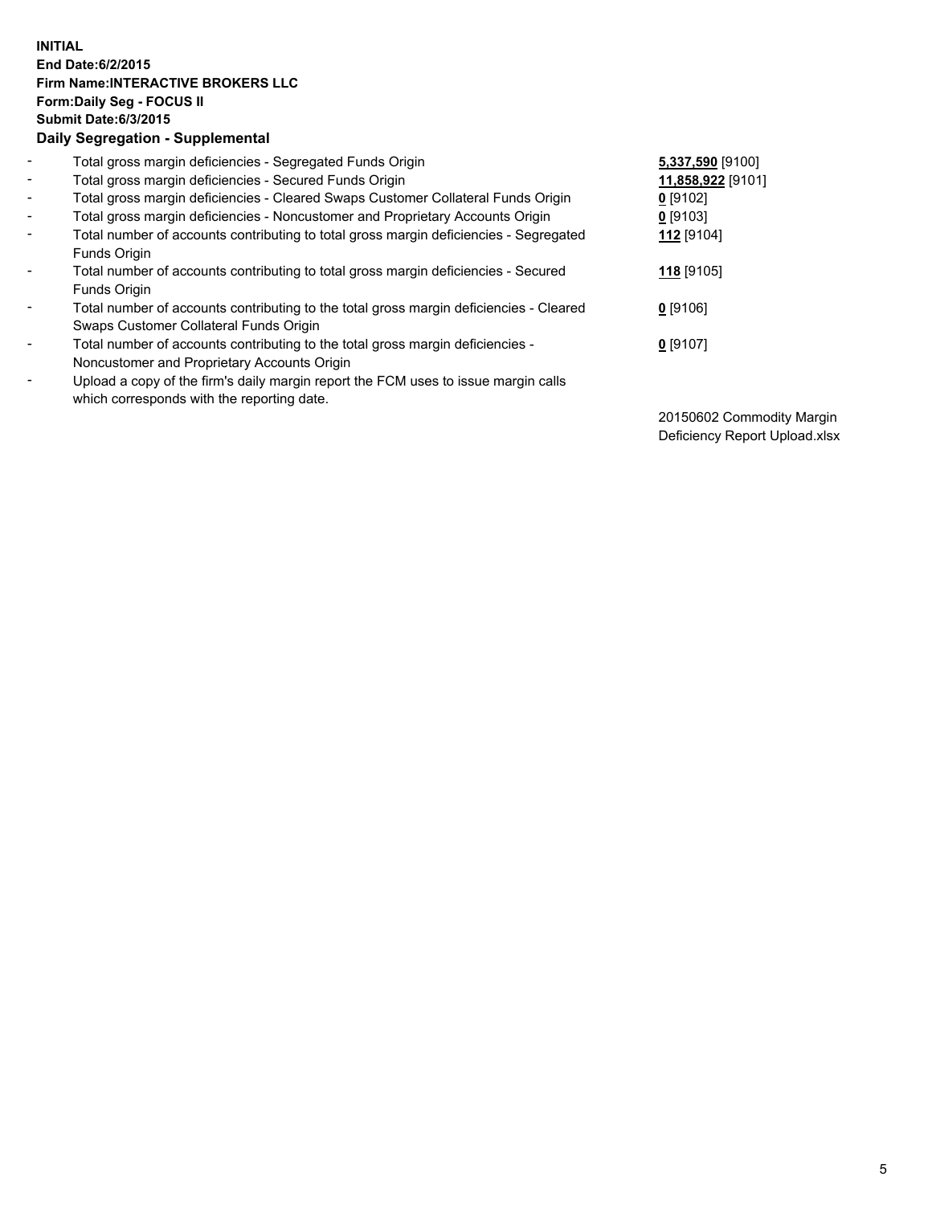**INITIAL**
**End Date:6/2/2015**
**Firm Name:INTERACTIVE BROKERS LLC**
**Form:Daily Seg - FOCUS II**
**Submit Date:6/3/2015**
**Daily Segregation - Supplemental**

| | | |
|---|---|---|
| - | Total gross margin deficiencies - Segregated Funds Origin | **5,337,590** [9100] |
| - | Total gross margin deficiencies - Secured Funds Origin | **11,858,922** [9101] |
| - | Total gross margin deficiencies - Cleared Swaps Customer Collateral Funds Origin | **0** [9102] |
| - | Total gross margin deficiencies - Noncustomer and Proprietary Accounts Origin | **0** [9103] |
| - | Total number of accounts contributing to total gross margin deficiencies - Segregated Funds Origin | **112** [9104] |
| - | Total number of accounts contributing to total gross margin deficiencies - Secured Funds Origin | **118** [9105] |
| - | Total number of accounts contributing to the total gross margin deficiencies - Cleared Swaps Customer Collateral Funds Origin | **0** [9106] |
| - | Total number of accounts contributing to the total gross margin deficiencies - Noncustomer and Proprietary Accounts Origin | **0** [9107] |
| - | Upload a copy of the firm's daily margin report the FCM uses to issue margin calls which corresponds with the reporting date. | 20150602 Commodity Margin Deficiency Report Upload.xlsx |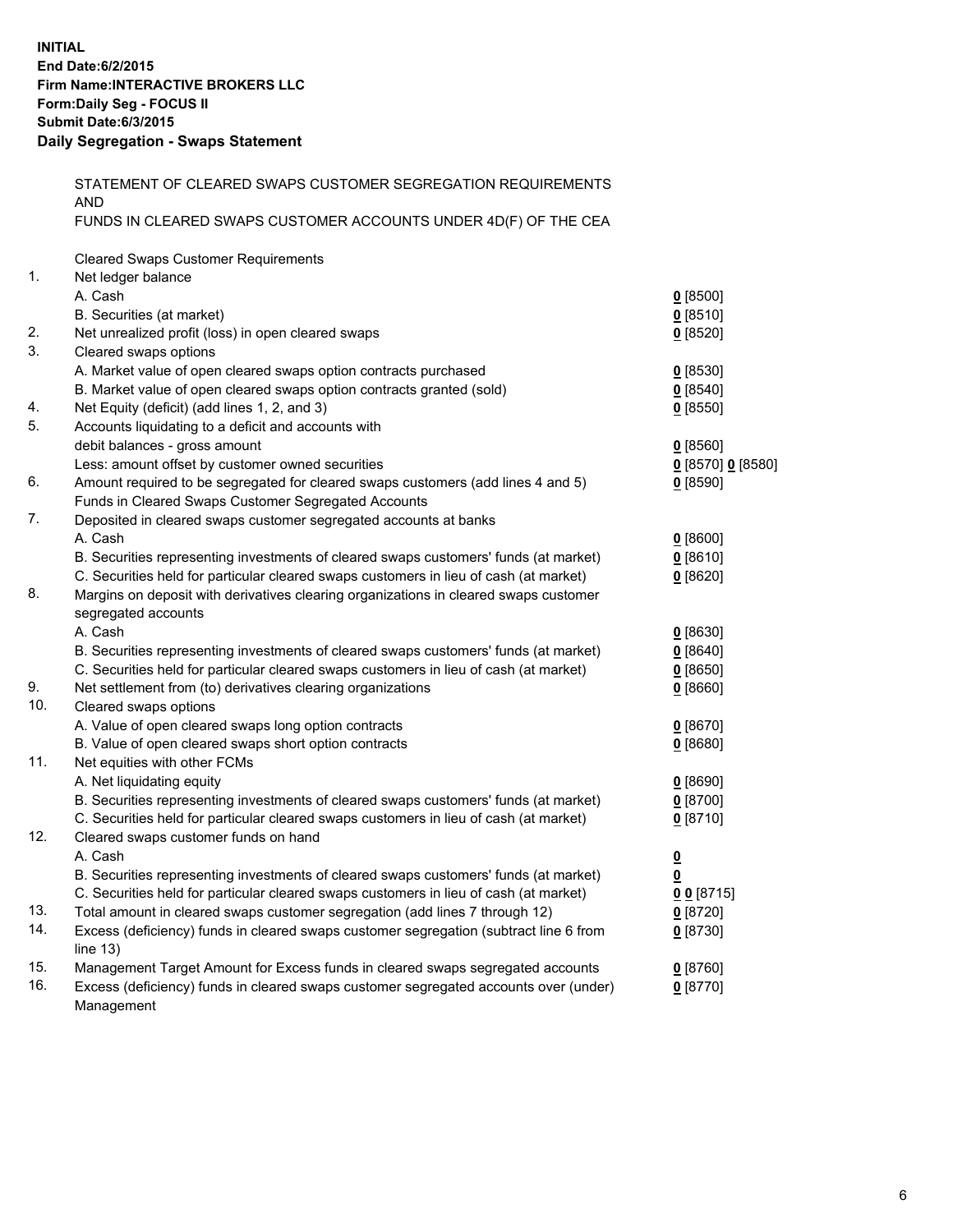**INITIAL**
**End Date:6/2/2015**
**Firm Name:INTERACTIVE BROKERS LLC**
**Form:Daily Seg - FOCUS II**
**Submit Date:6/3/2015**
**Daily Segregation - Swaps Statement**

STATEMENT OF CLEARED SWAPS CUSTOMER SEGREGATION REQUIREMENTS AND FUNDS IN CLEARED SWAPS CUSTOMER ACCOUNTS UNDER 4D(F) OF THE CEA

| | | |
|---|---|---|
| | Cleared Swaps Customer Requirements | |
| 1. | Net ledger balance | |
| | A. Cash | 0 [8500] |
| | B. Securities (at market) | 0 [8510] |
| 2. | Net unrealized profit (loss) in open cleared swaps | 0 [8520] |
| 3. | Cleared swaps options | |
| | A. Market value of open cleared swaps option contracts purchased | 0 [8530] |
| | B. Market value of open cleared swaps option contracts granted (sold) | 0 [8540] |
| 4. | Net Equity (deficit) (add lines 1, 2, and 3) | 0 [8550] |
| 5. | Accounts liquidating to a deficit and accounts with debit balances - gross amount | 0 [8560] |
| | Less: amount offset by customer owned securities | 0 [8570] 0 [8580] |
| 6. | Amount required to be segregated for cleared swaps customers (add lines 4 and 5) | 0 [8590] |
| | Funds in Cleared Swaps Customer Segregated Accounts | |
| 7. | Deposited in cleared swaps customer segregated accounts at banks | |
| | A. Cash | 0 [8600] |
| | B. Securities representing investments of cleared swaps customers' funds (at market) | 0 [8610] |
| | C. Securities held for particular cleared swaps customers in lieu of cash (at market) | 0 [8620] |
| 8. | Margins on deposit with derivatives clearing organizations in cleared swaps customer segregated accounts | |
| | A. Cash | 0 [8630] |
| | B. Securities representing investments of cleared swaps customers' funds (at market) | 0 [8640] |
| | C. Securities held for particular cleared swaps customers in lieu of cash (at market) | 0 [8650] |
| 9. | Net settlement from (to) derivatives clearing organizations | 0 [8660] |
| 10. | Cleared swaps options | |
| | A. Value of open cleared swaps long option contracts | 0 [8670] |
| | B. Value of open cleared swaps short option contracts | 0 [8680] |
| 11. | Net equities with other FCMs | |
| | A. Net liquidating equity | 0 [8690] |
| | B. Securities representing investments of cleared swaps customers' funds (at market) | 0 [8700] |
| | C. Securities held for particular cleared swaps customers in lieu of cash (at market) | 0 [8710] |
| 12. | Cleared swaps customer funds on hand | |
| | A. Cash | 0 |
| | B. Securities representing investments of cleared swaps customers' funds (at market) | 0 |
| | C. Securities held for particular cleared swaps customers in lieu of cash (at market) | 0 0 [8715] |
| 13. | Total amount in cleared swaps customer segregation (add lines 7 through 12) | 0 [8720] |
| 14. | Excess (deficiency) funds in cleared swaps customer segregation (subtract line 6 from line 13) | 0 [8730] |
| 15. | Management Target Amount for Excess funds in cleared swaps segregated accounts | 0 [8760] |
| 16. | Excess (deficiency) funds in cleared swaps customer segregated accounts over (under) Management | 0 [8770] |